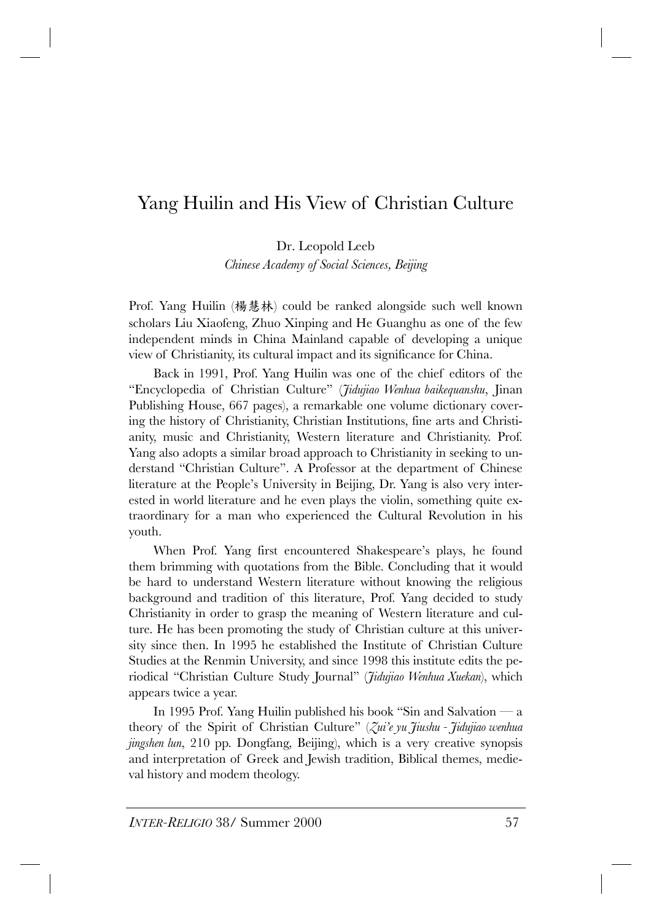# Yang Huilin and His View of Christian Culture

Dr. Leopold Leeb

*Chinese Academy of Social Sciences, Beijing*

Prof. Yang Huilin (楊慧林) could be ranked alongside such well known scholars Liu Xiaofeng, Zhuo Xinping and He Guanghu as one of the few independent minds in China Mainland capable of developing a unique view of Christianity, its cultural impact and its significance for China.

Back in 1991, Prof. Yang Huilin was one of the chief editors of the "Encyclopedia of Christian Culture" (*Jidujiao Wenhua baikequanshu*, Jinan Publishing House, 667 pages), a remarkable one volume dictionary covering the history of Christianity, Christian Institutions, fine arts and Christianity, music and Christianity, Western literature and Christianity. Prof. Yang also adopts a similar broad approach to Christianity in seeking to understand "Christian Culture". A Professor at the department of Chinese literature at the People's University in Beijing, Dr. Yang is also very interested in world literature and he even plays the violin, something quite extraordinary for a man who experienced the Cultural Revolution in his youth.

When Prof. Yang first encountered Shakespeare's plays, he found them brimming with quotations from the Bible. Concluding that it would be hard to understand Western literature without knowing the religious background and tradition of this literature, Prof. Yang decided to study Christianity in order to grasp the meaning of Western literature and culture. He has been promoting the study of Christian culture at this university since then. In 1995 he established the Institute of Christian Culture Studies at the Renmin University, and since 1998 this institute edits the periodical "Christian Culture Study Journal" (*Jidujiao Wenhua Xuekan*), which appears twice a year.

In 1995 Prof. Yang Huilin published his book "Sin and Salvation — a theory of the Spirit of Christian Culture" (*Zui'e yu Jiushu - Jidujiao wenhua jingshen lun*, 210 pp. Dongfang, Beijing), which is a very creative synopsis and interpretation of Greek and Jewish tradition, Biblical themes, medieval history and modem theology.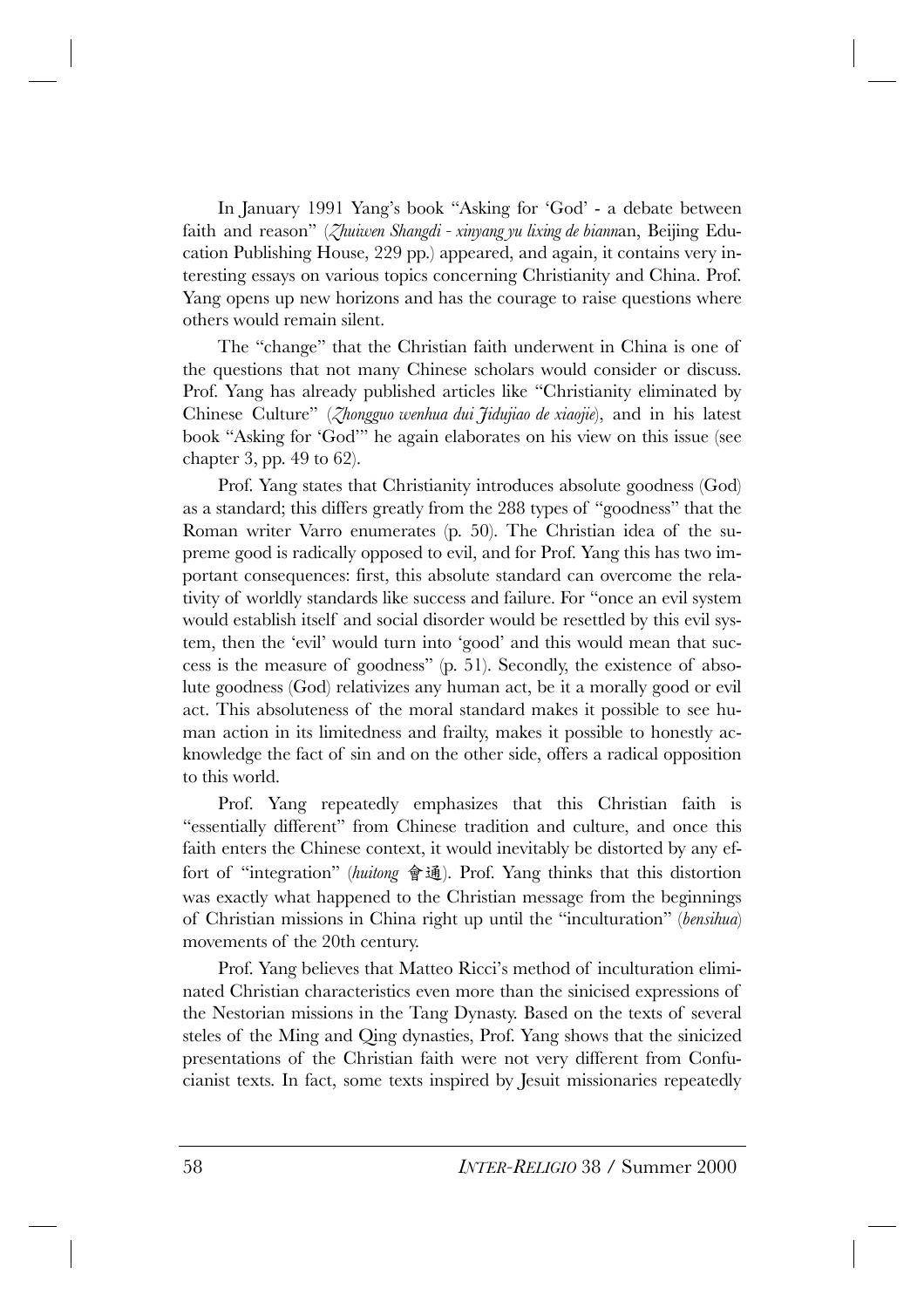In January 1991 Yang's book "Asking for 'God' - a debate between faith and reason" (*Zhuiwen Shangdi - xinyang yu lixing de bianna*n, Beijing Education Publishing House, 229 pp.) appeared, and again, it contains very interesting essays on various topics concerning Christianity and China. Prof. Yang opens up new horizons and has the courage to raise questions where others would remain silent.

The "change" that the Christian faith underwent in China is one of the questions that not many Chinese scholars would consider or discuss. Prof. Yang has already published articles like "Christianity eliminated by Chinese Culture" (*Zhongguo wenhua dui Jidujiao de xiaojie*), and in his latest book "Asking for 'God'" he again elaborates on his view on this issue (see chapter 3, pp. 49 to 62).

Prof. Yang states that Christianity introduces absolute goodness (God) as a standard; this differs greatly from the 288 types of "goodness" that the Roman writer Varro enumerates (p. 50). The Christian idea of the supreme good is radically opposed to evil, and for Prof. Yang this has two important consequences: first, this absolute standard can overcome the relativity of worldly standards like success and failure. For "once an evil system would establish itself and social disorder would be resettled by this evil system, then the 'evil' would turn into 'good' and this would mean that success is the measure of goodness" (p. 51). Secondly, the existence of absolute goodness (God) relativizes any human act, be it a morally good or evil act. This absoluteness of the moral standard makes it possible to see human action in its limitedness and frailty, makes it possible to honestly acknowledge the fact of sin and on the other side, offers a radical opposition to this world.

Prof. Yang repeatedly emphasizes that this Christian faith is "essentially different" from Chinese tradition and culture, and once this faith enters the Chinese context, it would inevitably be distorted by any effort of "integration" (*huitong* 會通). Prof. Yang thinks that this distortion was exactly what happened to the Christian message from the beginnings of Christian missions in China right up until the "inculturation" (*bensihua*) movements of the 20th century.

Prof. Yang believes that Matteo Ricci's method of inculturation eliminated Christian characteristics even more than the sinicised expressions of the Nestorian missions in the Tang Dynasty. Based on the texts of several steles of the Ming and Qing dynasties, Prof. Yang shows that the sinicized presentations of the Christian faith were not very different from Confucianist texts. In fact, some texts inspired by Jesuit missionaries repeatedly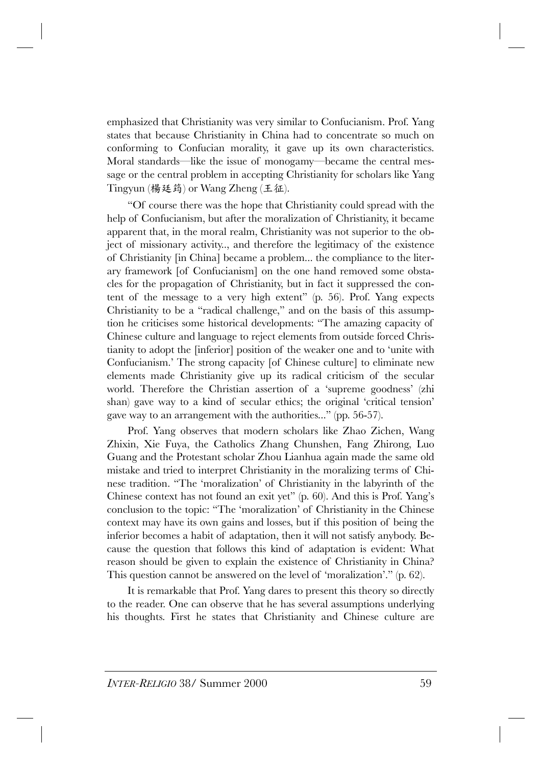emphasized that Christianity was very similar to Confucianism. Prof. Yang states that because Christianity in China had to concentrate so much on conforming to Confucian morality, it gave up its own characteristics. Moral standards—like the issue of monogamy—became the central message or the central problem in accepting Christianity for scholars like Yang Tingyun (楊廷筠) or Wang Zheng (王征).

"Of course there was the hope that Christianity could spread with the help of Confucianism, but after the moralization of Christianity, it became apparent that, in the moral realm, Christianity was not superior to the object of missionary activity.., and therefore the legitimacy of the existence of Christianity [in China] became a problem... the compliance to the literary framework [of Confucianism] on the one hand removed some obstacles for the propagation of Christianity, but in fact it suppressed the content of the message to a very high extent" (p. 56). Prof. Yang expects Christianity to be a "radical challenge," and on the basis of this assumption he criticises some historical developments: "The amazing capacity of Chinese culture and language to reject elements from outside forced Christianity to adopt the [inferior] position of the weaker one and to 'unite with Confucianism.' The strong capacity [of Chinese culture] to eliminate new elements made Christianity give up its radical criticism of the secular world. Therefore the Christian assertion of a 'supreme goodness' (zhi shan) gave way to a kind of secular ethics; the original 'critical tension' gave way to an arrangement with the authorities..." (pp. 56-57).

Prof. Yang observes that modern scholars like Zhao Zichen, Wang Zhixin, Xie Fuya, the Catholics Zhang Chunshen, Fang Zhirong, Luo Guang and the Protestant scholar Zhou Lianhua again made the same old mistake and tried to interpret Christianity in the moralizing terms of Chinese tradition. "The 'moralization' of Christianity in the labyrinth of the Chinese context has not found an exit yet" (p. 60). And this is Prof. Yang's conclusion to the topic: "The 'moralization' of Christianity in the Chinese context may have its own gains and losses, but if this position of being the inferior becomes a habit of adaptation, then it will not satisfy anybody. Because the question that follows this kind of adaptation is evident: What reason should be given to explain the existence of Christianity in China? This question cannot be answered on the level of 'moralization'." (p. 62).

It is remarkable that Prof. Yang dares to present this theory so directly to the reader. One can observe that he has several assumptions underlying his thoughts. First he states that Christianity and Chinese culture are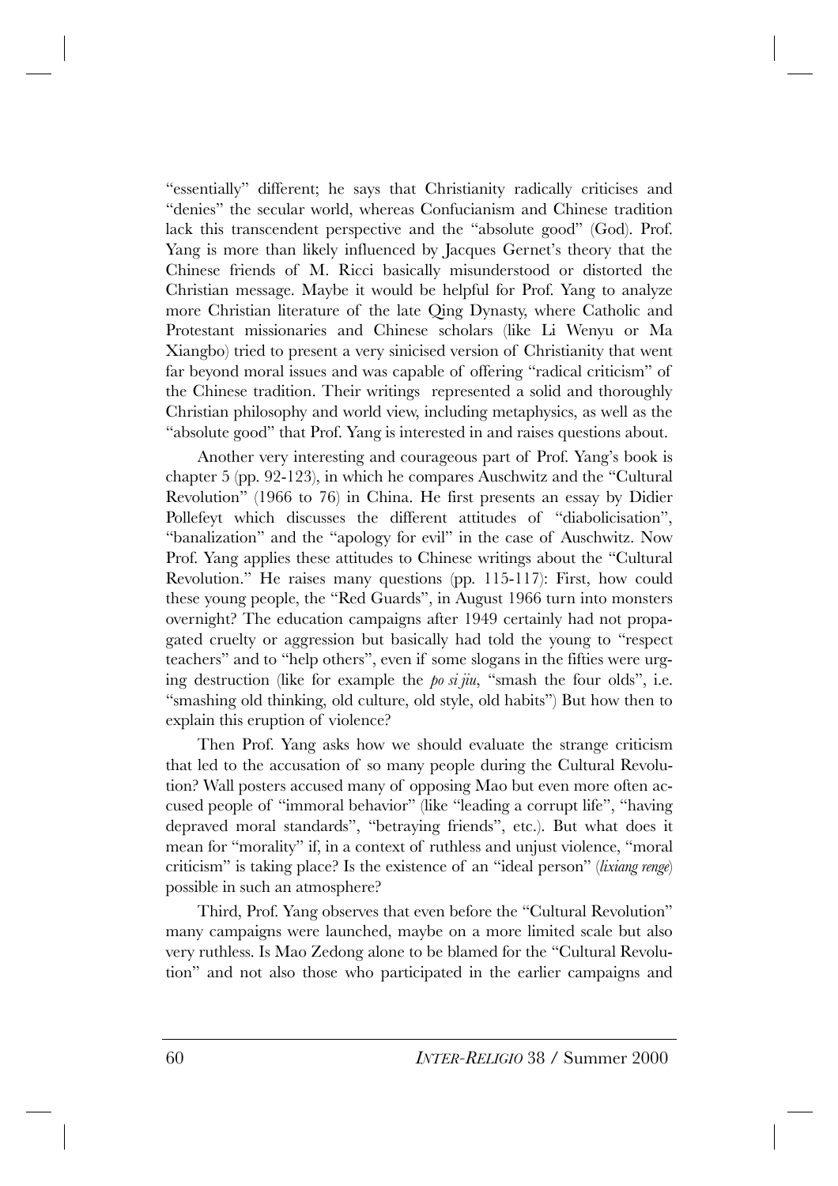"essentially" different; he says that Christianity radically criticises and "denies" the secular world, whereas Confucianism and Chinese tradition lack this transcendent perspective and the "absolute good" (God). Prof. Yang is more than likely influenced by Jacques Gernet's theory that the Chinese friends of M. Ricci basically misunderstood or distorted the Christian message. Maybe it would be helpful for Prof. Yang to analyze more Christian literature of the late Qing Dynasty, where Catholic and Protestant missionaries and Chinese scholars (like Li Wenyu or Ma Xiangbo) tried to present a very sinicised version of Christianity that went far beyond moral issues and was capable of offering "radical criticism" of the Chinese tradition. Their writings represented a solid and thoroughly Christian philosophy and world view, including metaphysics, as well as the "absolute good" that Prof. Yang is interested in and raises questions about.

Another very interesting and courageous part of Prof. Yang's book is chapter 5 (pp. 92-123), in which he compares Auschwitz and the "Cultural Revolution" (1966 to 76) in China. He first presents an essay by Didier Pollefeyt which discusses the different attitudes of "diabolicisation", "banalization" and the "apology for evil" in the case of Auschwitz. Now Prof. Yang applies these attitudes to Chinese writings about the "Cultural Revolution." He raises many questions (pp. 115-117): First, how could these young people, the "Red Guards", in August 1966 turn into monsters overnight? The education campaigns after 1949 certainly had not propagated cruelty or aggression but basically had told the young to "respect teachers" and to "help others", even if some slogans in the fifties were urging destruction (like for example the *po si jiu,* "smash the four olds", i.e. "smashing old thinking, old culture, old style, old habits") But how then to explain this eruption of violence?

Then Prof. Yang asks how we should evaluate the strange criticism that led to the accusation of so many people during the Cultural Revolution? Wall posters accused many of opposing Mao but even more often accused people of "immoral behavior" (like "leading a corrupt life", "having depraved moral standards", "betraying friends", etc.). But what does it mean for "morality" if, in a context of ruthless and unjust violence, "moral criticism" is taking place? Is the existence of an "ideal person" (*lixiang renge*) possible in such an atmosphere?

Third, Prof. Yang observes that even before the "Cultural Revolution" many campaigns were launched, maybe on a more limited scale but also very ruthless. Is Mao Zedong alone to be blamed for the "Cultural Revolution" and not also those who participated in the earlier campaigns and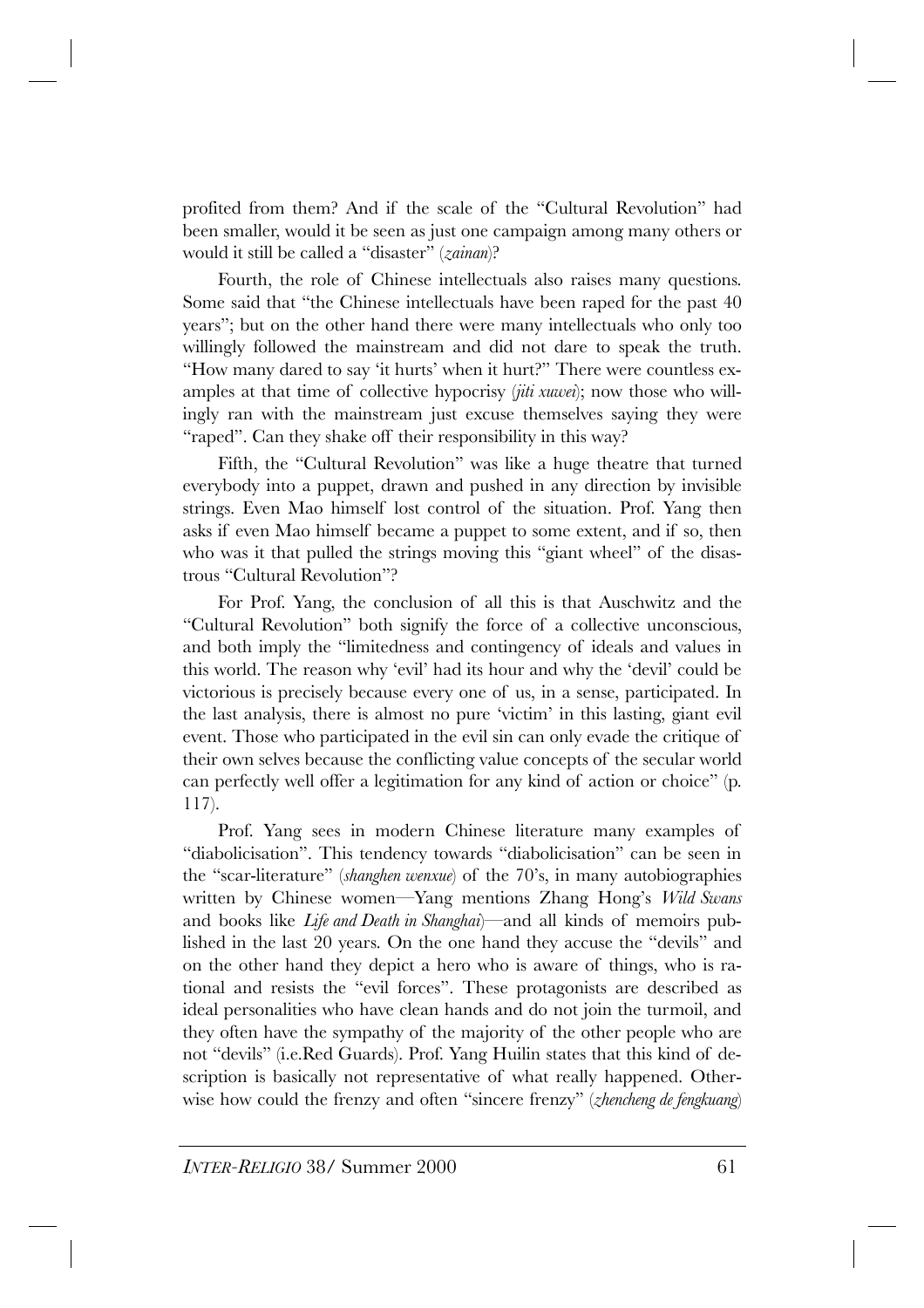profited from them? And if the scale of the "Cultural Revolution" had been smaller, would it be seen as just one campaign among many others or would it still be called a "disaster" (*zainan*)?

Fourth, the role of Chinese intellectuals also raises many questions. Some said that "the Chinese intellectuals have been raped for the past 40 years"; but on the other hand there were many intellectuals who only too willingly followed the mainstream and did not dare to speak the truth. "How many dared to say 'it hurts' when it hurt?" There were countless examples at that time of collective hypocrisy (*jiti xuwei*); now those who willingly ran with the mainstream just excuse themselves saying they were "raped". Can they shake off their responsibility in this way?

Fifth, the "Cultural Revolution" was like a huge theatre that turned everybody into a puppet, drawn and pushed in any direction by invisible strings. Even Mao himself lost control of the situation. Prof. Yang then asks if even Mao himself became a puppet to some extent, and if so, then who was it that pulled the strings moving this "giant wheel" of the disastrous "Cultural Revolution"?

For Prof. Yang, the conclusion of all this is that Auschwitz and the "Cultural Revolution" both signify the force of a collective unconscious, and both imply the "limitedness and contingency of ideals and values in this world. The reason why 'evil' had its hour and why the 'devil' could be victorious is precisely because every one of us, in a sense, participated. In the last analysis, there is almost no pure 'victim' in this lasting, giant evil event. Those who participated in the evil sin can only evade the critique of their own selves because the conflicting value concepts of the secular world can perfectly well offer a legitimation for any kind of action or choice" (p. 117).

Prof. Yang sees in modern Chinese literature many examples of "diabolicisation". This tendency towards "diabolicisation" can be seen in the "scar-literature" (*shanghen wenxue*) of the 70's, in many autobiographies written by Chinese women—Yang mentions Zhang Hong's *Wild Swans* and books like *Life and Death in Shanghai*)—and all kinds of memoirs published in the last 20 years. On the one hand they accuse the "devils" and on the other hand they depict a hero who is aware of things, who is rational and resists the "evil forces". These protagonists are described as ideal personalities who have clean hands and do not join the turmoil, and they often have the sympathy of the majority of the other people who are not "devils" (i.e.Red Guards). Prof. Yang Huilin states that this kind of description is basically not representative of what really happened. Otherwise how could the frenzy and often "sincere frenzy" (*zhencheng de fengkuang*)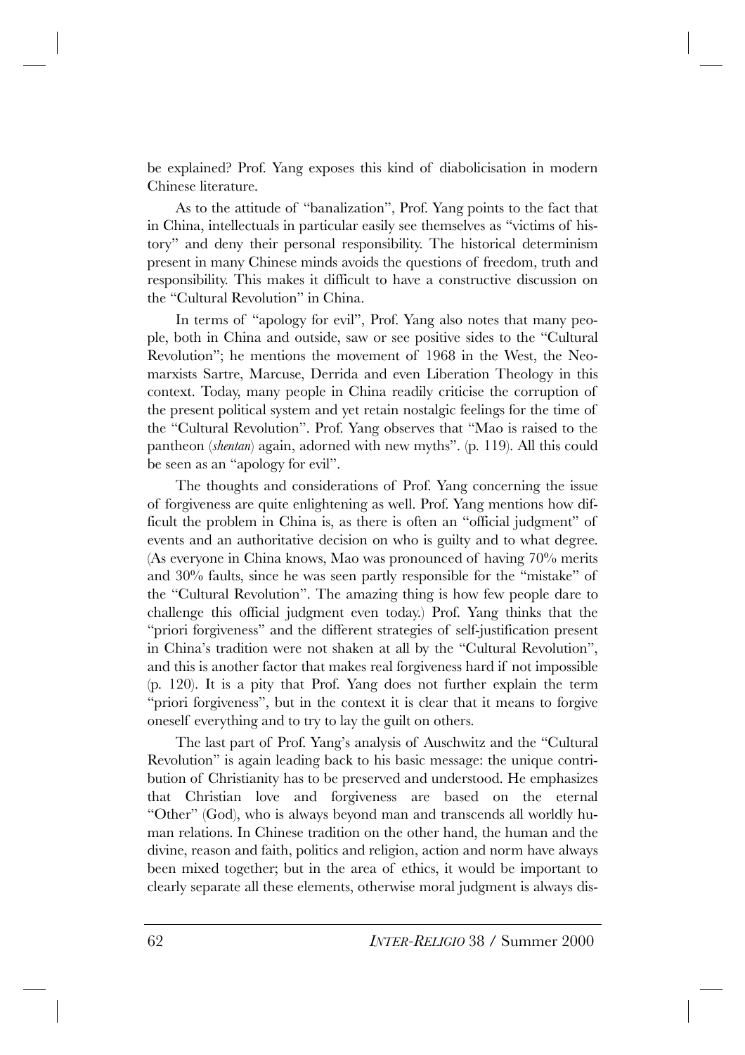be explained? Prof. Yang exposes this kind of diabolicisation in modern Chinese literature.

As to the attitude of "banalization", Prof. Yang points to the fact that in China, intellectuals in particular easily see themselves as "victims of history" and deny their personal responsibility. The historical determinism present in many Chinese minds avoids the questions of freedom, truth and responsibility. This makes it difficult to have a constructive discussion on the "Cultural Revolution" in China.

In terms of "apology for evil", Prof. Yang also notes that many people, both in China and outside, saw or see positive sides to the "Cultural Revolution"; he mentions the movement of 1968 in the West, the Neomarxists Sartre, Marcuse, Derrida and even Liberation Theology in this context. Today, many people in China readily criticise the corruption of the present political system and yet retain nostalgic feelings for the time of the "Cultural Revolution". Prof. Yang observes that "Mao is raised to the pantheon (*shentan*) again, adorned with new myths". (p. 119). All this could be seen as an "apology for evil".

The thoughts and considerations of Prof. Yang concerning the issue of forgiveness are quite enlightening as well. Prof. Yang mentions how difficult the problem in China is, as there is often an "official judgment" of events and an authoritative decision on who is guilty and to what degree. (As everyone in China knows, Mao was pronounced of having 70% merits and 30% faults, since he was seen partly responsible for the "mistake" of the "Cultural Revolution". The amazing thing is how few people dare to challenge this official judgment even today.) Prof. Yang thinks that the "priori forgiveness" and the different strategies of self-justification present in China's tradition were not shaken at all by the "Cultural Revolution", and this is another factor that makes real forgiveness hard if not impossible (p. 120). It is a pity that Prof. Yang does not further explain the term "priori forgiveness", but in the context it is clear that it means to forgive oneself everything and to try to lay the guilt on others.

The last part of Prof. Yang's analysis of Auschwitz and the "Cultural Revolution" is again leading back to his basic message: the unique contribution of Christianity has to be preserved and understood. He emphasizes that Christian love and forgiveness are based on the eternal "Other" (God), who is always beyond man and transcends all worldly human relations. In Chinese tradition on the other hand, the human and the divine, reason and faith, politics and religion, action and norm have always been mixed together; but in the area of ethics, it would be important to clearly separate all these elements, otherwise moral judgment is always dis-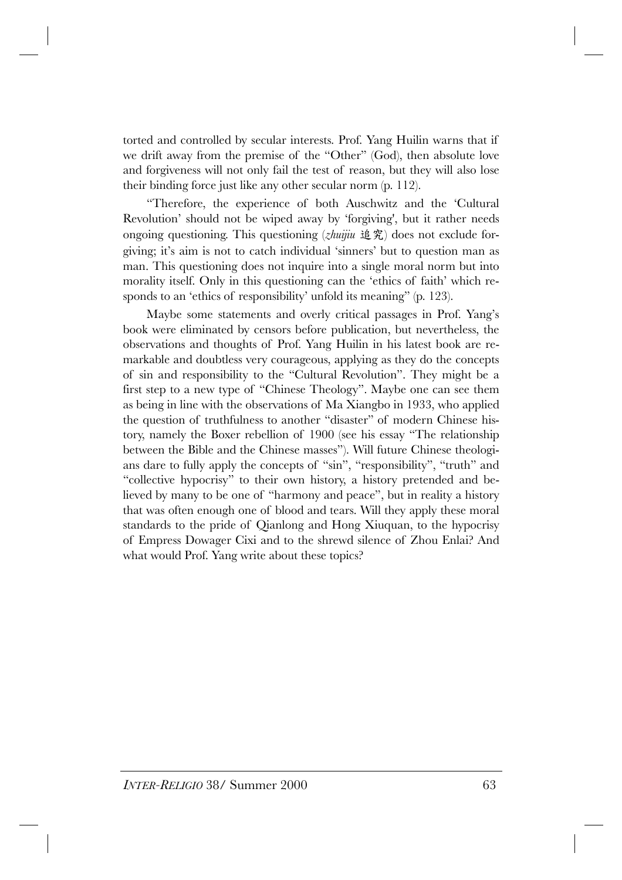torted and controlled by secular interests. Prof. Yang Huilin warns that if we drift away from the premise of the "Other" (God), then absolute love and forgiveness will not only fail the test of reason, but they will also lose their binding force just like any other secular norm (p. 112).

"Therefore, the experience of both Auschwitz and the 'Cultural Revolution' should not be wiped away by 'forgiving', but it rather needs ongoing questioning. This questioning (*zhuijiu* 追究) does not exclude forgiving; it's aim is not to catch individual 'sinners' but to question man as man. This questioning does not inquire into a single moral norm but into morality itself. Only in this questioning can the 'ethics of faith' which responds to an 'ethics of responsibility' unfold its meaning" (p. 123).

Maybe some statements and overly critical passages in Prof. Yang's book were eliminated by censors before publication, but nevertheless, the observations and thoughts of Prof. Yang Huilin in his latest book are remarkable and doubtless very courageous, applying as they do the concepts of sin and responsibility to the "Cultural Revolution". They might be a first step to a new type of "Chinese Theology". Maybe one can see them as being in line with the observations of Ma Xiangbo in 1933, who applied the question of truthfulness to another "disaster" of modern Chinese history, namely the Boxer rebellion of 1900 (see his essay "The relationship between the Bible and the Chinese masses"). Will future Chinese theologians dare to fully apply the concepts of "sin", "responsibility", "truth" and "collective hypocrisy" to their own history, a history pretended and believed by many to be one of "harmony and peace", but in reality a history that was often enough one of blood and tears. Will they apply these moral standards to the pride of Qianlong and Hong Xiuquan, to the hypocrisy of Empress Dowager Cixi and to the shrewd silence of Zhou Enlai? And what would Prof. Yang write about these topics?